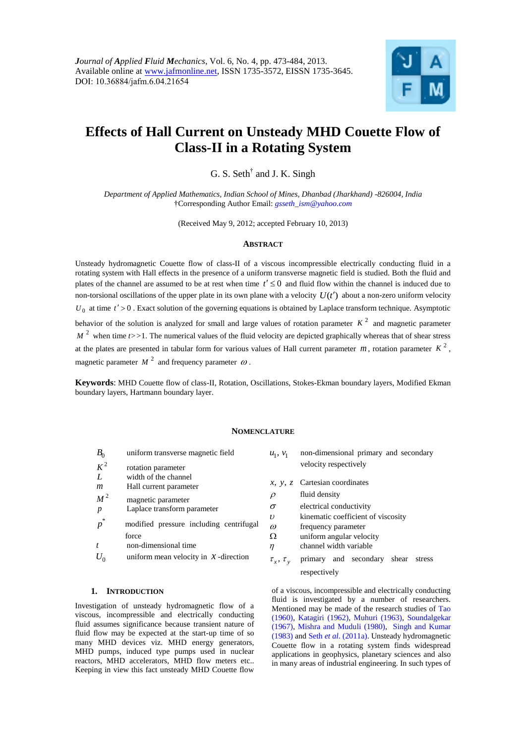*J*ournal of *A*pplied *F*luid *M*echanics, Vol. 6, No. 4, pp. 473-484, 2013.
Available online at www.jafmonline.net, ISSN 1735-3572, EISSN 1735-3645.
DOI: 10.36884/jafm.6.04.21654

# Effects of Hall Current on Unsteady MHD Couette Flow of Class-II in a Rotating System

G. S. Seth[†] and J. K. Singh

*Department of Applied Mathematics, Indian School of Mines, Dhanbad (Jharkhand) -826004, India*
†Corresponding Author Email: *gsseth_ism@yahoo.com*

(Received May 9, 2012; accepted February 10, 2013)

## ABSTRACT

Unsteady hydromagnetic Couette flow of class-II of a viscous incompressible electrically conducting fluid in a rotating system with Hall effects in the presence of a uniform transverse magnetic field is studied. Both the fluid and plates of the channel are assumed to be at rest when time $t' \leq 0$ and fluid flow within the channel is induced due to non-torsional oscillations of the upper plate in its own plane with a velocity $U(t')$ about a non-zero uniform velocity $U_0$ at time $t' > 0$. Exact solution of the governing equations is obtained by Laplace transform technique. Asymptotic behavior of the solution is analyzed for small and large values of rotation parameter $K^2$ and magnetic parameter $M^2$ when time $t$>>1. The numerical values of the fluid velocity are depicted graphically whereas that of shear stress at the plates are presented in tabular form for various values of Hall current parameter $m$, rotation parameter $K^2$, magnetic parameter $M^2$ and frequency parameter $\omega$.

**Keywords**: MHD Couette flow of class-II, Rotation, Oscillations, Stokes-Ekman boundary layers, Modified Ekman boundary layers, Hartmann boundary layer.

## NOMENCLATURE

| | | | |
|---|---|---|---|
| $B_0$ | uniform transverse magnetic field | $u_1, v_1$ | non-dimensional primary and secondary velocity respectively |
| $K^2$ | rotation parameter | $x, y, z$ | Cartesian coordinates |
| $L$ | width of the channel | $\rho$ | fluid density |
| $m$ | Hall current parameter | $\sigma$ | electrical conductivity |
| $M^2$ | magnetic parameter | $\upsilon$ | kinematic coefficient of viscosity |
| $p$ | Laplace transform parameter | $\omega$ | frequency parameter |
| $p^*$ | modified pressure including centrifugal force | $\Omega$ | uniform angular velocity |
| $t$ | non-dimensional time | $\eta$ | channel width variable |
| $U_0$ | uniform mean velocity in $x$-direction | $\tau_x, \tau_y$ | primary and secondary shear stress respectively |

## 1. INTRODUCTION

Investigation of unsteady hydromagnetic flow of a viscous, incompressible and electrically conducting fluid assumes significance because transient nature of fluid flow may be expected at the start-up time of so many MHD devices viz. MHD energy generators, MHD pumps, induced type pumps used in nuclear reactors, MHD accelerators, MHD flow meters etc.. Keeping in view this fact unsteady MHD Couette flow of a viscous, incompressible and electrically conducting fluid is investigated by a number of researchers. Mentioned may be made of the research studies of Tao (1960), Katagiri (1962), Muhuri (1963), Soundalgekar (1967), Mishra and Muduli (1980), Singh and Kumar (1983) and Seth *et al*. (2011a). Unsteady hydromagnetic Couette flow in a rotating system finds widespread applications in geophysics, planetary sciences and also in many areas of industrial engineering. In such types of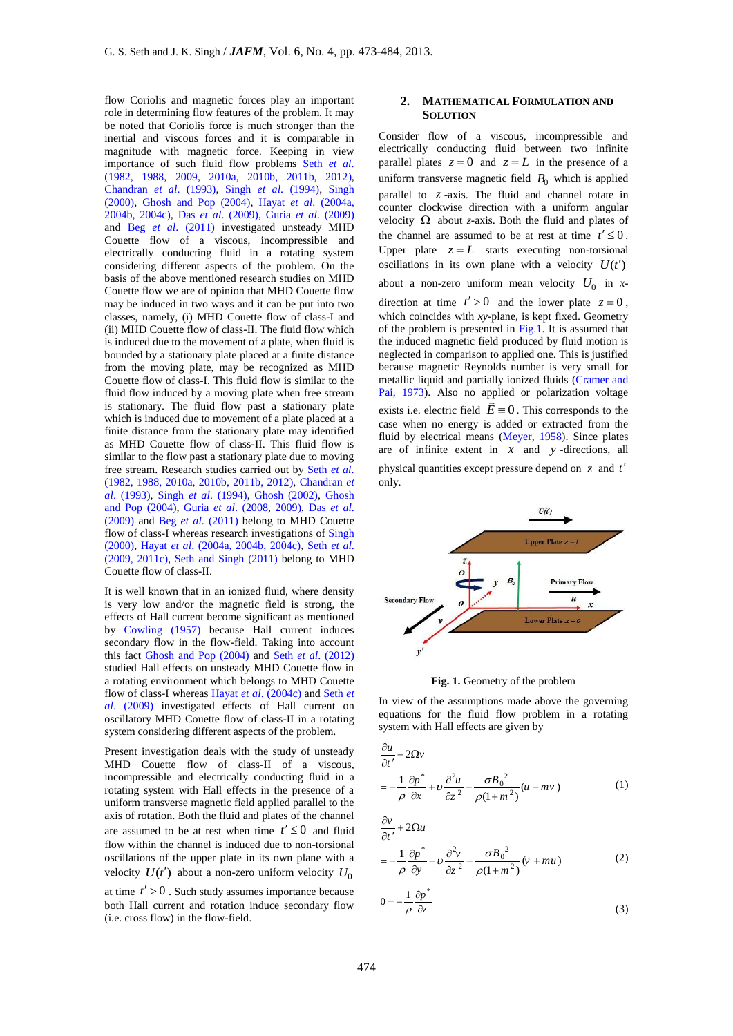flow Coriolis and magnetic forces play an important role in determining flow features of the problem. It may be noted that Coriolis force is much stronger than the inertial and viscous forces and it is comparable in magnitude with magnetic force. Keeping in view importance of such fluid flow problems Seth *et al.* (1982, 1988, 2009, 2010a, 2010b, 2011b, 2012), Chandran *et al.* (1993), Singh *et al.* (1994), Singh (2000), Ghosh and Pop (2004), Hayat *et al.* (2004a, 2004b, 2004c), Das *et al.* (2009), Guria *et al.* (2009) and Beg *et al.* (2011) investigated unsteady MHD Couette flow of a viscous, incompressible and electrically conducting fluid in a rotating system considering different aspects of the problem. On the basis of the above mentioned research studies on MHD Couette flow we are of opinion that MHD Couette flow may be induced in two ways and it can be put into two classes, namely, (i) MHD Couette flow of class-I and (ii) MHD Couette flow of class-II. The fluid flow which is induced due to the movement of a plate, when fluid is bounded by a stationary plate placed at a finite distance from the moving plate, may be recognized as MHD Couette flow of class-I. This fluid flow is similar to the fluid flow induced by a moving plate when free stream is stationary. The fluid flow past a stationary plate which is induced due to movement of a plate placed at a finite distance from the stationary plate may identified as MHD Couette flow of class-II. This fluid flow is similar to the flow past a stationary plate due to moving free stream. Research studies carried out by Seth *et al.* (1982, 1988, 2010a, 2010b, 2011b, 2012), Chandran *et al.* (1993), Singh *et al.* (1994), Ghosh (2002), Ghosh and Pop (2004), Guria *et al.* (2008, 2009), Das *et al.* (2009) and Beg *et al.* (2011) belong to MHD Couette flow of class-I whereas research investigations of Singh (2000), Hayat *et al.* (2004a, 2004b, 2004c), Seth *et al.* (2009, 2011c), Seth and Singh (2011) belong to MHD Couette flow of class-II.

It is well known that in an ionized fluid, where density is very low and/or the magnetic field is strong, the effects of Hall current become significant as mentioned by Cowling (1957) because Hall current induces secondary flow in the flow-field. Taking into account this fact Ghosh and Pop (2004) and Seth *et al.* (2012) studied Hall effects on unsteady MHD Couette flow in a rotating environment which belongs to MHD Couette flow of class-I whereas Hayat *et al.* (2004c) and Seth *et al.* (2009) investigated effects of Hall current on oscillatory MHD Couette flow of class-II in a rotating system considering different aspects of the problem.

Present investigation deals with the study of unsteady MHD Couette flow of class-II of a viscous, incompressible and electrically conducting fluid in a rotating system with Hall effects in the presence of a uniform transverse magnetic field applied parallel to the axis of rotation. Both the fluid and plates of the channel are assumed to be at rest when time $t' \le 0$ and fluid flow within the channel is induced due to non-torsional oscillations of the upper plate in its own plane with a velocity $U(t')$ about a non-zero uniform velocity $U_0$ at time $t' > 0$. Such study assumes importance because both Hall current and rotation induce secondary flow (i.e. cross flow) in the flow-field.

## 2. Mathematical Formulation and Solution

Consider flow of a viscous, incompressible and electrically conducting fluid between two infinite parallel plates $z = 0$ and $z = L$ in the presence of a uniform transverse magnetic field $B_0$ which is applied parallel to $z$-axis. The fluid and channel rotate in counter clockwise direction with a uniform angular velocity $\Omega$ about *z*-axis. Both the fluid and plates of the channel are assumed to be at rest at time $t' \le 0$. Upper plate $z = L$ starts executing non-torsional oscillations in its own plane with a velocity $U(t')$ about a non-zero uniform mean velocity $U_0$ in *x*-direction at time $t' > 0$ and the lower plate $z = 0$, which coincides with *xy*-plane, is kept fixed. Geometry of the problem is presented in Fig.1. It is assumed that the induced magnetic field produced by fluid motion is neglected in comparison to applied one. This is justified because magnetic Reynolds number is very small for metallic liquid and partially ionized fluids (Cramer and Pai, 1973). Also no applied or polarization voltage exists i.e. electric field $\vec{E} \equiv 0$. This corresponds to the case when no energy is added or extracted from the fluid by electrical means (Meyer, 1958). Since plates are of infinite extent in $x$ and $y$-directions, all physical quantities except pressure depend on $z$ and $t'$ only.

**Fig. 1.** Geometry of the problem

In view of the assumptions made above the governing equations for the fluid flow problem in a rotating system with Hall effects are given by

$$\frac{\partial u}{\partial t'} - 2\Omega v = -\frac{1}{\rho}\frac{\partial p^*}{\partial x} + \upsilon\frac{\partial^2 u}{\partial z^2} - \frac{\sigma B_0^2}{\rho(1+m^2)}(u - mv) \tag{1}$$

$$\frac{\partial v}{\partial t'} + 2\Omega u = -\frac{1}{\rho}\frac{\partial p^*}{\partial y} + \upsilon\frac{\partial^2 v}{\partial z^2} - \frac{\sigma B_0^2}{\rho(1+m^2)}(v + mu) \tag{2}$$

$$0 = -\frac{1}{\rho}\frac{\partial p^*}{\partial z} \tag{3}$$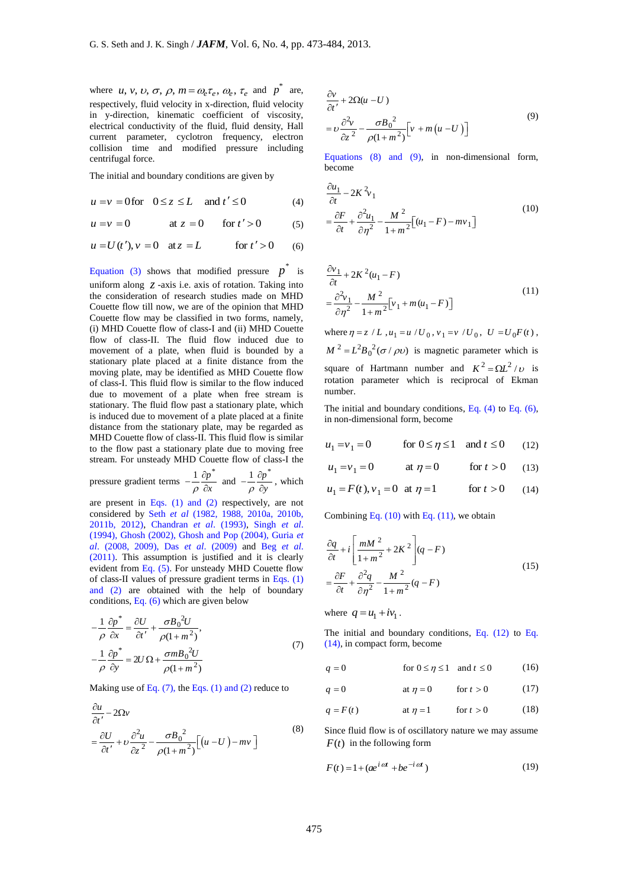where $u$, $v$, $\upsilon$, $\sigma$, $\rho$, $m = \omega_e \tau_e$, $\omega_e$, $\tau_e$ and $p^*$ are, respectively, fluid velocity in x-direction, fluid velocity in y-direction, kinematic coefficient of viscosity, electrical conductivity of the fluid, fluid density, Hall current parameter, cyclotron frequency, electron collision time and modified pressure including centrifugal force.

The initial and boundary conditions are given by

$$u = v = 0 \text{ for } \quad 0 \le z \le L \quad \text{and } t' \le 0 \tag{4}$$

$$u = v = 0 \qquad \text{at } z = 0 \qquad \text{for } t' > 0 \tag{5}$$

$$u = U(t'), v = 0 \quad \text{at } z = L \qquad \text{for } t' > 0 \tag{6}$$

Equation (3) shows that modified pressure $p^*$ is uniform along $z$-axis i.e. axis of rotation. Taking into the consideration of research studies made on MHD Couette flow till now, we are of the opinion that MHD Couette flow may be classified in two forms, namely, (i) MHD Couette flow of class-I and (ii) MHD Couette flow of class-II. The fluid flow induced due to movement of a plate, when fluid is bounded by a stationary plate placed at a finite distance from the moving plate, may be identified as MHD Couette flow of class-I. This fluid flow is similar to the flow induced due to movement of a plate when free stream is stationary. The fluid flow past a stationary plate, which is induced due to movement of a plate placed at a finite distance from the stationary plate, may be regarded as MHD Couette flow of class-II. This fluid flow is similar to the flow past a stationary plate due to moving free stream. For unsteady MHD Couette flow of class-I the pressure gradient terms $-\dfrac{1}{\rho}\dfrac{\partial p^*}{\partial x}$ and $-\dfrac{1}{\rho}\dfrac{\partial p^*}{\partial y}$, which are present in Eqs. (1) and (2) respectively, are not considered by Seth *et al* (1982, 1988, 2010a, 2010b, 2011b, 2012), Chandran *et al*. (1993), Singh *et al*. (1994), Ghosh (2002), Ghosh and Pop (2004), Guria *et al*. (2008, 2009), Das *et al*. (2009) and Beg *et al*. (2011). This assumption is justified and it is clearly evident from Eq. (5). For unsteady MHD Couette flow of class-II values of pressure gradient terms in Eqs. (1) and (2) are obtained with the help of boundary conditions, Eq. (6) which are given below

$$-\frac{1}{\rho}\frac{\partial p^*}{\partial x} = \frac{\partial U}{\partial t'} + \frac{\sigma B_0^2 U}{\rho(1+m^2)},$$
$$-\frac{1}{\rho}\frac{\partial p^*}{\partial y} = 2U\Omega + \frac{\sigma m B_0^2 U}{\rho(1+m^2)} \tag{7}$$

Making use of Eq. (7), the Eqs. (1) and (2) reduce to

$$\frac{\partial u}{\partial t'} - 2\Omega v = \frac{\partial U}{\partial t'} + \upsilon\frac{\partial^2 u}{\partial z^2} - \frac{\sigma B_0^2}{\rho(1+m^2)}\left[(u-U) - mv\right] \tag{8}$$

$$\frac{\partial v}{\partial t'} + 2\Omega(u-U) = \upsilon\frac{\partial^2 v}{\partial z^2} - \frac{\sigma B_0^2}{\rho(1+m^2)}\left[v + m(u-U)\right] \tag{9}$$

Equations (8) and (9), in non-dimensional form, become

$$\frac{\partial u_1}{\partial t} - 2K^2 v_1 = \frac{\partial F}{\partial t} + \frac{\partial^2 u_1}{\partial \eta^2} - \frac{M^2}{1+m^2}\left[(u_1 - F) - m v_1\right] \tag{10}$$

$$\frac{\partial v_1}{\partial t} + 2K^2(u_1 - F) = \frac{\partial^2 v_1}{\partial \eta^2} - \frac{M^2}{1+m^2}\left[v_1 + m(u_1 - F)\right] \tag{11}$$

where $\eta = z/L$, $u_1 = u/U_0$, $v_1 = v/U_0$, $U = U_0 F(t)$, $M^2 = L^2 B_0^2(\sigma/\rho\upsilon)$ is magnetic parameter which is square of Hartmann number and $K^2 = \Omega L^2/\upsilon$ is rotation parameter which is reciprocal of Ekman number.

The initial and boundary conditions, Eq. (4) to Eq. (6), in non-dimensional form, become

$$u_1 = v_1 = 0 \qquad \text{for } 0 \le \eta \le 1 \quad \text{and } t \le 0 \tag{12}$$

$$u_1 = v_1 = 0 \qquad \text{at } \eta = 0 \qquad \text{for } t > 0 \tag{13}$$

$$u_1 = F(t), v_1 = 0 \quad \text{at } \eta = 1 \qquad \text{for } t > 0 \tag{14}$$

Combining Eq. (10) with Eq. (11), we obtain

$$\frac{\partial q}{\partial t} + i\left[\frac{mM^2}{1+m^2} + 2K^2\right](q - F) = \frac{\partial F}{\partial t} + \frac{\partial^2 q}{\partial \eta^2} - \frac{M^2}{1+m^2}(q - F) \tag{15}$$

where $q = u_1 + i v_1$.

The initial and boundary conditions, Eq. (12) to Eq. (14), in compact form, become

$$q = 0 \qquad \text{for } 0 \le \eta \le 1 \quad \text{and } t \le 0 \tag{16}$$

$$q = 0 \qquad \text{at } \eta = 0 \qquad \text{for } t > 0 \tag{17}$$

$$q = F(t) \qquad \text{at } \eta = 1 \qquad \text{for } t > 0 \tag{18}$$

Since fluid flow is of oscillatory nature we may assume $F(t)$ in the following form

$$F(t) = 1 + (a e^{i\omega t} + b e^{-i\omega t}) \tag{19}$$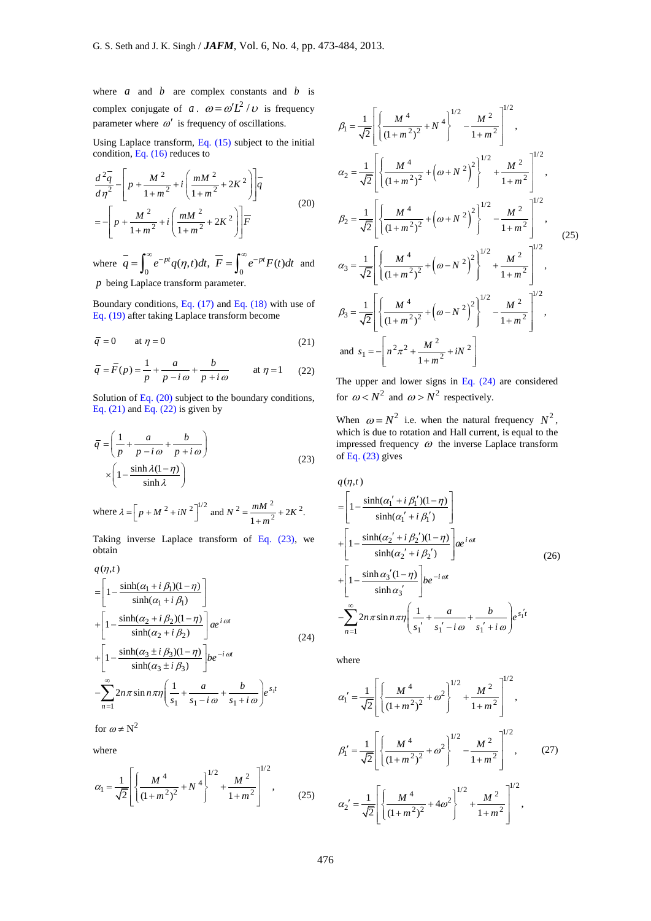where $a$ and $b$ are complex constants and $b$ is complex conjugate of $a$. $\omega = \omega' L^2/\upsilon$ is frequency parameter where $\omega'$ is frequency of oscillations.

Using Laplace transform, Eq. (15) subject to the initial condition, Eq. (16) reduces to

$$\frac{d^2\bar{q}}{d\eta^2} - \left[p + \frac{M^2}{1+m^2} + i\left(\frac{mM^2}{1+m^2} + 2K^2\right)\right]\bar{q} = -\left[p + \frac{M^2}{1+m^2} + i\left(\frac{mM^2}{1+m^2} + 2K^2\right)\right]\bar{F} \tag{20}$$

where $\bar{q} = \int_0^\infty e^{-pt} q(\eta,t)dt$, $\bar{F} = \int_0^\infty e^{-pt} F(t)dt$ and $p$ being Laplace transform parameter.

Boundary conditions, Eq. (17) and Eq. (18) with use of Eq. (19) after taking Laplace transform become

$$\bar{q} = 0 \qquad \text{at } \eta = 0 \tag{21}$$

$$\bar{q} = \bar{F}(p) = \frac{1}{p} + \frac{a}{p - i\omega} + \frac{b}{p + i\omega} \qquad \text{at } \eta = 1 \tag{22}$$

Solution of Eq. (20) subject to the boundary conditions, Eq. (21) and Eq. (22) is given by

$$\bar{q} = \left(\frac{1}{p} + \frac{a}{p - i\omega} + \frac{b}{p + i\omega}\right) \times \left(1 - \frac{\sinh \lambda(1-\eta)}{\sinh \lambda}\right) \tag{23}$$

where $\lambda = \left[p + M^2 + iN^2\right]^{1/2}$ and $N^2 = \dfrac{mM^2}{1+m^2} + 2K^2$.

Taking inverse Laplace transform of Eq. (23), we obtain

$$\begin{aligned} q(\eta,t) &= \left[1 - \frac{\sinh(\alpha_1 + i\beta_1)(1-\eta)}{\sinh(\alpha_1 + i\beta_1)}\right] \\ &+ \left[1 - \frac{\sinh(\alpha_2 + i\beta_2)(1-\eta)}{\sinh(\alpha_2 + i\beta_2)}\right] a e^{i\omega t} \\ &+ \left[1 - \frac{\sinh(\alpha_3 \pm i\beta_3)(1-\eta)}{\sinh(\alpha_3 \pm i\beta_3)}\right] b e^{-i\omega t} \\ &- \sum_{n=1}^{\infty} 2n\pi \sin n\pi\eta \left(\frac{1}{s_1} + \frac{a}{s_1 - i\omega} + \frac{b}{s_1 + i\omega}\right) e^{s_1 t} \end{aligned} \tag{24}$$

for $\omega \neq N^2$

where

$$\alpha_1 = \frac{1}{\sqrt{2}}\left[\left\{\frac{M^4}{(1+m^2)^2} + N^4\right\}^{1/2} + \frac{M^2}{1+m^2}\right]^{1/2},$$

$$\beta_1 = \frac{1}{\sqrt{2}}\left[\left\{\frac{M^4}{(1+m^2)^2} + N^4\right\}^{1/2} - \frac{M^2}{1+m^2}\right]^{1/2},$$

$$\alpha_2 = \frac{1}{\sqrt{2}}\left[\left\{\frac{M^4}{(1+m^2)^2} + \left(\omega + N^2\right)^2\right\}^{1/2} + \frac{M^2}{1+m^2}\right]^{1/2},$$

$$\beta_2 = \frac{1}{\sqrt{2}}\left[\left\{\frac{M^4}{(1+m^2)^2} + \left(\omega + N^2\right)^2\right\}^{1/2} - \frac{M^2}{1+m^2}\right]^{1/2}, \tag{25}$$

$$\alpha_3 = \frac{1}{\sqrt{2}}\left[\left\{\frac{M^4}{(1+m^2)^2} + \left(\omega - N^2\right)^2\right\}^{1/2} + \frac{M^2}{1+m^2}\right]^{1/2},$$

$$\beta_3 = \frac{1}{\sqrt{2}}\left[\left\{\frac{M^4}{(1+m^2)^2} + \left(\omega - N^2\right)^2\right\}^{1/2} - \frac{M^2}{1+m^2}\right]^{1/2},$$

and $s_1 = -\left[n^2\pi^2 + \dfrac{M^2}{1+m^2} + iN^2\right]$

The upper and lower signs in Eq. (24) are considered for $\omega < N^2$ and $\omega > N^2$ respectively.

When $\omega = N^2$ i.e. when the natural frequency $N^2$, which is due to rotation and Hall current, is equal to the impressed frequency $\omega$ the inverse Laplace transform of Eq. (23) gives

$$\begin{aligned} q(\eta,t) &= \left[1 - \frac{\sinh(\alpha_1' + i\beta_1')(1-\eta)}{\sinh(\alpha_1' + i\beta_1')}\right] \\ &+ \left[1 - \frac{\sinh(\alpha_2' + i\beta_2')(1-\eta)}{\sinh(\alpha_2' + i\beta_2')}\right] a e^{i\omega t} \\ &+ \left[1 - \frac{\sinh \alpha_3'(1-\eta)}{\sinh \alpha_3'}\right] b e^{-i\omega t} \\ &- \sum_{n=1}^{\infty} 2n\pi \sin n\pi\eta \left(\frac{1}{s_1'} + \frac{a}{s_1' - i\omega} + \frac{b}{s_1' + i\omega}\right) e^{s_1' t} \end{aligned} \tag{26}$$

where

$$\alpha_1' = \frac{1}{\sqrt{2}}\left[\left\{\frac{M^4}{(1+m^2)^2} + \omega^2\right\}^{1/2} + \frac{M^2}{1+m^2}\right]^{1/2},$$

$$\beta_1' = \frac{1}{\sqrt{2}}\left[\left\{\frac{M^4}{(1+m^2)^2} + \omega^2\right\}^{1/2} - \frac{M^2}{1+m^2}\right]^{1/2}, \tag{27}$$

$$\alpha_2' = \frac{1}{\sqrt{2}}\left[\left\{\frac{M^4}{(1+m^2)^2} + 4\omega^2\right\}^{1/2} + \frac{M^2}{1+m^2}\right]^{1/2},$$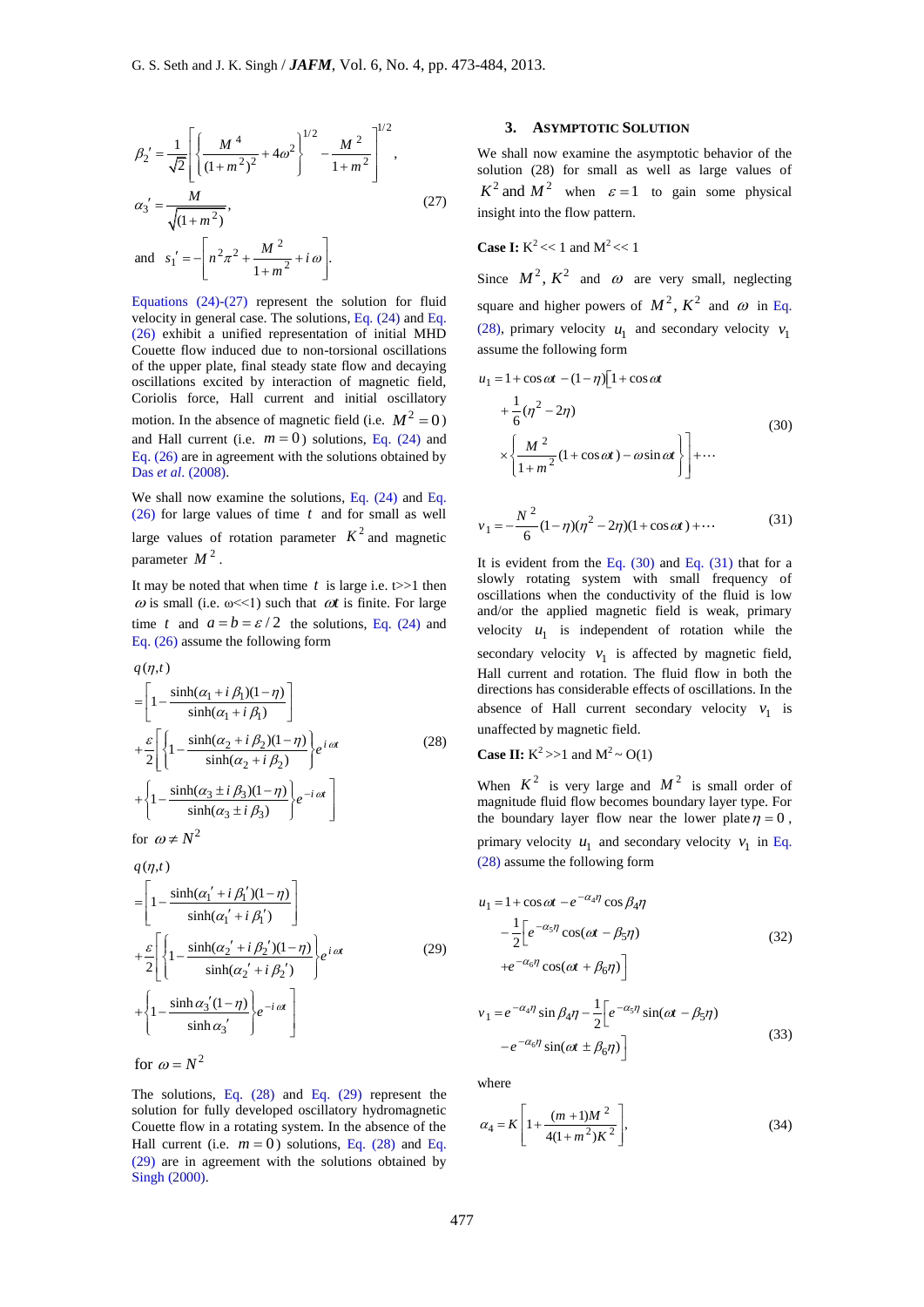$$\beta_2' = \frac{1}{\sqrt{2}}\left[\left\{\frac{M^4}{(1+m^2)^2} + 4\omega^2\right\}^{1/2} - \frac{M^2}{1+m^2}\right]^{1/2},$$

$$\alpha_3' = \frac{M}{\sqrt{(1+m^2)}}, \tag{27}$$

$$\text{and} \quad s_1' = -\left[n^2\pi^2 + \frac{M^2}{1+m^2} + i\omega\right].$$

Equations (24)-(27) represent the solution for fluid velocity in general case. The solutions, Eq. (24) and Eq. (26) exhibit a unified representation of initial MHD Couette flow induced due to non-torsional oscillations of the upper plate, final steady state flow and decaying oscillations excited by interaction of magnetic field, Coriolis force, Hall current and initial oscillatory motion. In the absence of magnetic field (i.e. $M^2 = 0$) and Hall current (i.e. $m = 0$) solutions, Eq. (24) and Eq. (26) are in agreement with the solutions obtained by Das *et al*. (2008).

We shall now examine the solutions, Eq. (24) and Eq. (26) for large values of time $t$ and for small as well large values of rotation parameter $K^2$ and magnetic parameter $M^2$.

It may be noted that when time $t$ is large i.e. t>>1 then $\omega$ is small (i.e. $\omega$<<1) such that $\omega t$ is finite. For large time $t$ and $a = b = \varepsilon/2$ the solutions, Eq. (24) and Eq. (26) assume the following form

$$\begin{aligned}
q(\eta,t) &= \left[1 - \frac{\sinh(\alpha_1 + i\beta_1)(1-\eta)}{\sinh(\alpha_1 + i\beta_1)}\right] \\
&+ \frac{\varepsilon}{2}\left[\left\{1 - \frac{\sinh(\alpha_2 + i\beta_2)(1-\eta)}{\sinh(\alpha_2 + i\beta_2)}\right\}e^{i\omega t}\right. \\
&\left. + \left\{1 - \frac{\sinh(\alpha_3 \pm i\beta_3)(1-\eta)}{\sinh(\alpha_3 \pm i\beta_3)}\right\}e^{-i\omega t}\right]
\end{aligned} \tag{28}$$

for $\omega \neq N^2$

$$\begin{aligned}
q(\eta,t) &= \left[1 - \frac{\sinh(\alpha_1' + i\beta_1')(1-\eta)}{\sinh(\alpha_1' + i\beta_1')}\right] \\
&+ \frac{\varepsilon}{2}\left[\left\{1 - \frac{\sinh(\alpha_2' + i\beta_2')(1-\eta)}{\sinh(\alpha_2' + i\beta_2')}\right\}e^{i\omega t}\right. \\
&\left. + \left\{1 - \frac{\sinh \alpha_3'(1-\eta)}{\sinh \alpha_3'}\right\}e^{-i\omega t}\right]
\end{aligned} \tag{29}$$

for $\omega = N^2$

The solutions, Eq. (28) and Eq. (29) represent the solution for fully developed oscillatory hydromagnetic Couette flow in a rotating system. In the absence of the Hall current (i.e. $m = 0$) solutions, Eq. (28) and Eq. (29) are in agreement with the solutions obtained by Singh (2000).

## 3. Asymptotic Solution

We shall now examine the asymptotic behavior of the solution (28) for small as well as large values of $K^2$ and $M^2$ when $\varepsilon = 1$ to gain some physical insight into the flow pattern.

**Case I:** $K^2 << 1$ and $M^2 << 1$

Since $M^2$, $K^2$ and $\omega$ are very small, neglecting square and higher powers of $M^2$, $K^2$ and $\omega$ in Eq. (28), primary velocity $u_1$ and secondary velocity $v_1$ assume the following form

$$\begin{aligned}
u_1 &= 1 + \cos\omega t - (1-\eta)\Big[1 + \cos\omega t \\
&+ \frac{1}{6}(\eta^2 - 2\eta) \\
&\times \left\{\frac{M^2}{1+m^2}(1+\cos\omega t) - \omega\sin\omega t\right\}\Big] + \cdots
\end{aligned} \tag{30}$$

$$v_1 = -\frac{N^2}{6}(1-\eta)(\eta^2 - 2\eta)(1+\cos\omega t) + \cdots \tag{31}$$

It is evident from the Eq. (30) and Eq. (31) that for a slowly rotating system with small frequency of oscillations when the conductivity of the fluid is low and/or the applied magnetic field is weak, primary velocity $u_1$ is independent of rotation while the secondary velocity $v_1$ is affected by magnetic field, Hall current and rotation. The fluid flow in both the directions has considerable effects of oscillations. In the absence of Hall current secondary velocity $v_1$ is unaffected by magnetic field.

**Case II:** $K^2 >> 1$ and $M^2 \sim O(1)$

When $K^2$ is very large and $M^2$ is small order of magnitude fluid flow becomes boundary layer type. For the boundary layer flow near the lower plate $\eta = 0$, primary velocity $u_1$ and secondary velocity $v_1$ in Eq. (28) assume the following form

$$\begin{aligned}
u_1 &= 1 + \cos\omega t - e^{-\alpha_4\eta}\cos\beta_4\eta \\
&- \frac{1}{2}\Big[e^{-\alpha_5\eta}\cos(\omega t - \beta_5\eta) \\
&+ e^{-\alpha_6\eta}\cos(\omega t + \beta_6\eta)\Big]
\end{aligned} \tag{32}$$

$$\begin{aligned}
v_1 &= e^{-\alpha_4\eta}\sin\beta_4\eta - \frac{1}{2}\Big[e^{-\alpha_5\eta}\sin(\omega t - \beta_5\eta) \\
&- e^{-\alpha_6\eta}\sin(\omega t \pm \beta_6\eta)\Big]
\end{aligned} \tag{33}$$

where

$$\alpha_4 = K\left[1 + \frac{(m+1)M^2}{4(1+m^2)K^2}\right], \tag{34}$$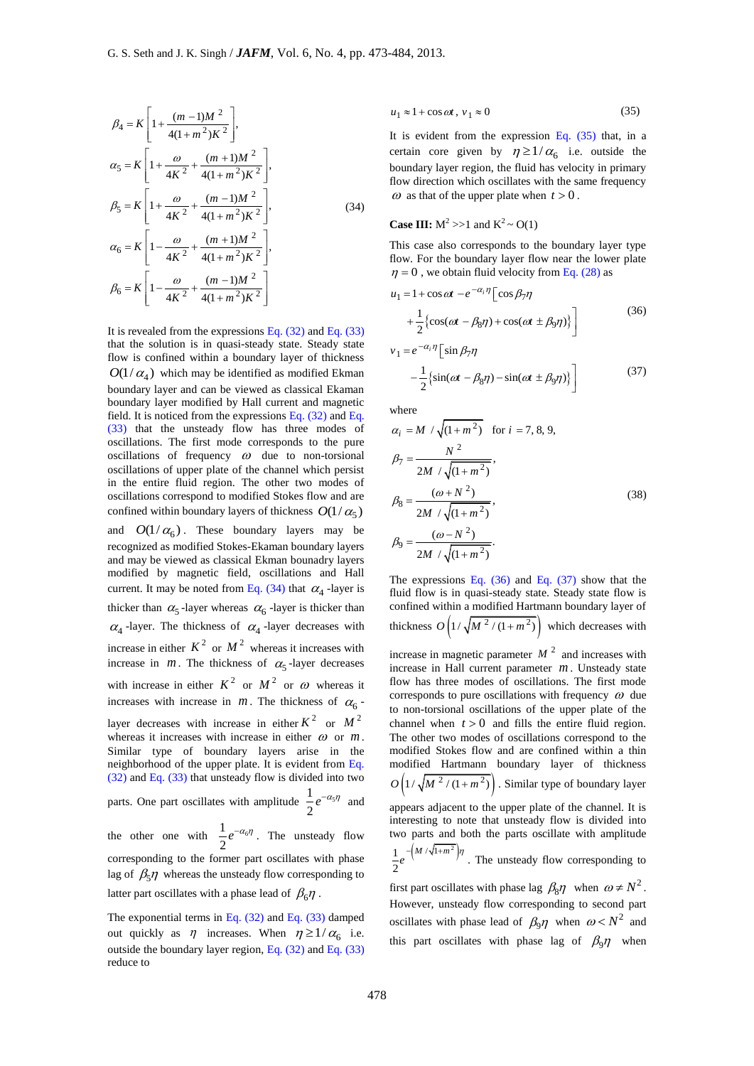$$\beta_4 = K\left[1+\frac{(m-1)M^2}{4(1+m^2)K^2}\right],$$

$$\alpha_5 = K\left[1+\frac{\omega}{4K^2}+\frac{(m+1)M^2}{4(1+m^2)K^2}\right],$$

$$\beta_5 = K\left[1+\frac{\omega}{4K^2}+\frac{(m-1)M^2}{4(1+m^2)K^2}\right], \tag{34}$$

$$\alpha_6 = K\left[1-\frac{\omega}{4K^2}+\frac{(m+1)M^2}{4(1+m^2)K^2}\right],$$

$$\beta_6 = K\left[1-\frac{\omega}{4K^2}+\frac{(m-1)M^2}{4(1+m^2)K^2}\right]$$

It is revealed from the expressions Eq. (32) and Eq. (33) that the solution is in quasi-steady state. Steady state flow is confined within a boundary layer of thickness $O(1/\alpha_4)$ which may be identified as modified Ekman boundary layer and can be viewed as classical Ekaman boundary layer modified by Hall current and magnetic field. It is noticed from the expressions Eq. (32) and Eq. (33) that the unsteady flow has three modes of oscillations. The first mode corresponds to the pure oscillations of frequency $\omega$ due to non-torsional oscillations of upper plate of the channel which persist in the entire fluid region. The other two modes of oscillations correspond to modified Stokes flow and are confined within boundary layers of thickness $O(1/\alpha_5)$ and $O(1/\alpha_6)$. These boundary layers may be recognized as modified Stokes-Ekaman boundary layers and may be viewed as classical Ekman bounadry layers modified by magnetic field, oscillations and Hall current. It may be noted from Eq. (34) that $\alpha_4$ -layer is thicker than $\alpha_5$ -layer whereas $\alpha_6$ -layer is thicker than $\alpha_4$ -layer. The thickness of $\alpha_4$ -layer decreases with increase in either $K^2$ or $M^2$ whereas it increases with increase in $m$. The thickness of $\alpha_5$ -layer decreases with increase in either $K^2$ or $M^2$ or $\omega$ whereas it increases with increase in $m$. The thickness of $\alpha_6$ -layer decreases with increase in either $K^2$ or $M^2$ whereas it increases with increase in either $\omega$ or $m$. Similar type of boundary layers arise in the neighborhood of the upper plate. It is evident from Eq. (32) and Eq. (33) that unsteady flow is divided into two parts. One part oscillates with amplitude $\frac{1}{2}e^{-\alpha_5\eta}$ and the other one with $\frac{1}{2}e^{-\alpha_6\eta}$. The unsteady flow corresponding to the former part oscillates with phase lag of $\beta_5\eta$ whereas the unsteady flow corresponding to latter part oscillates with a phase lead of $\beta_6\eta$.

The exponential terms in Eq. (32) and Eq. (33) damped out quickly as $\eta$ increases. When $\eta \geq 1/\alpha_6$ i.e. outside the boundary layer region, Eq. (32) and Eq. (33) reduce to

$$u_1 \approx 1+\cos\omega t,\; v_1 \approx 0 \tag{35}$$

It is evident from the expression Eq. (35) that, in a certain core given by $\eta \geq 1/\alpha_6$ i.e. outside the boundary layer region, the fluid has velocity in primary flow direction which oscillates with the same frequency $\omega$ as that of the upper plate when $t > 0$.

**Case III:** $M^2 >> 1$ and $K^2 \sim O(1)$

This case also corresponds to the boundary layer type flow. For the boundary layer flow near the lower plate $\eta = 0$, we obtain fluid velocity from Eq. (28) as

$$u_1 = 1+\cos\omega t - e^{-\alpha_i\eta}\Big[\cos\beta_7\eta + \frac{1}{2}\{\cos(\omega t-\beta_8\eta)+\cos(\omega t \pm \beta_9\eta)\}\Big] \tag{36}$$

$$v_1 = e^{-\alpha_i\eta}\Big[\sin\beta_7\eta - \frac{1}{2}\{\sin(\omega t-\beta_8\eta)-\sin(\omega t \pm \beta_9\eta)\}\Big] \tag{37}$$

where

$$\alpha_i = M/\sqrt{(1+m^2)} \quad \text{for } i = 7, 8, 9,$$

$$\beta_7 = \frac{N^2}{2M/\sqrt{(1+m^2)}},$$

$$\beta_8 = \frac{(\omega+N^2)}{2M/\sqrt{(1+m^2)}}, \tag{38}$$

$$\beta_9 = \frac{(\omega-N^2)}{2M/\sqrt{(1+m^2)}}.$$

The expressions Eq. (36) and Eq. (37) show that the fluid flow is in quasi-steady state. Steady state flow is confined within a modified Hartmann boundary layer of thickness $O\left(1/\sqrt{M^2/(1+m^2)}\right)$ which decreases with increase in magnetic parameter $M^2$ and increases with increase in Hall current parameter $m$. Unsteady state flow has three modes of oscillations. The first mode corresponds to pure oscillations with frequency $\omega$ due to non-torsional oscillations of the upper plate of the channel when $t > 0$ and fills the entire fluid region. The other two modes of oscillations correspond to the modified Stokes flow and are confined within a thin modified Hartmann boundary layer of thickness $O\left(1/\sqrt{M^2/(1+m^2)}\right)$. Similar type of boundary layer appears adjacent to the upper plate of the channel. It is interesting to note that unsteady flow is divided into two parts and both the parts oscillate with amplitude $\frac{1}{2}e^{-\left(M/\sqrt{1+m^2}\right)\eta}$. The unsteady flow corresponding to first part oscillates with phase lag $\beta_8\eta$ when $\omega \neq N^2$. However, unsteady flow corresponding to second part oscillates with phase lead of $\beta_9\eta$ when $\omega < N^2$ and this part oscillates with phase lag of $\beta_9\eta$ when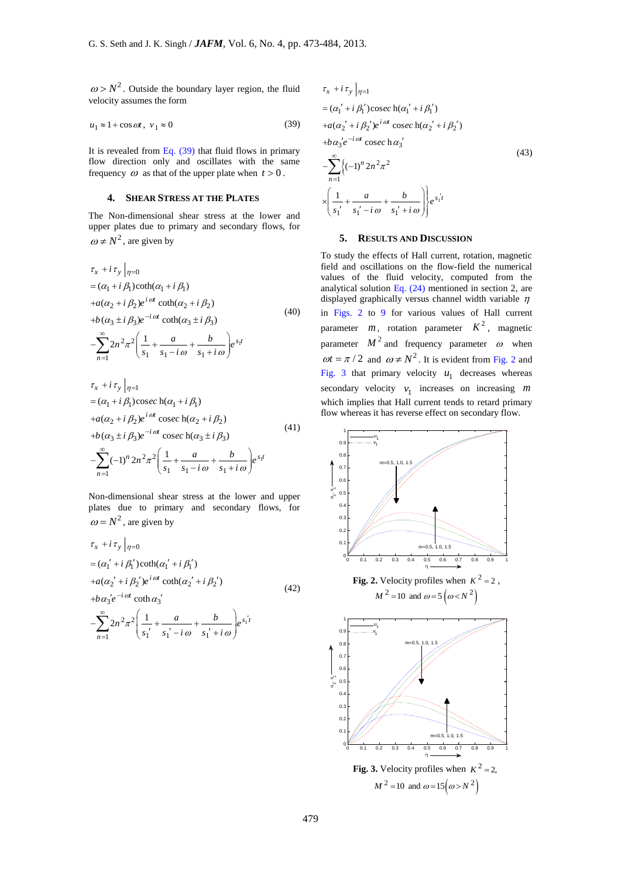$\omega > N^2$. Outside the boundary layer region, the fluid velocity assumes the form

$$u_1 \approx 1 + \cos \omega t,\ v_1 \approx 0 \tag{39}$$

It is revealed from Eq. (39) that fluid flows in primary flow direction only and oscillates with the same frequency $\omega$ as that of the upper plate when $t > 0$.

## 4. SHEAR STRESS AT THE PLATES

The Non-dimensional shear stress at the lower and upper plates due to primary and secondary flows, for $\omega \neq N^2$, are given by

$$\begin{aligned}
&\tau_x + i\,\tau_y \big|_{\eta=0} \\
&= (\alpha_1 + i\,\beta_1)\coth(\alpha_1 + i\,\beta_1) \\
&+ a(\alpha_2 + i\,\beta_2)e^{i\,\omega t}\coth(\alpha_2 + i\,\beta_2) \\
&+ b(\alpha_3 \pm i\,\beta_3)e^{-i\,\omega t}\coth(\alpha_3 \pm i\,\beta_3) \\
&- \sum_{n=1}^{\infty} 2n^2\pi^2 \left( \frac{1}{s_1} + \frac{a}{s_1 - i\,\omega} + \frac{b}{s_1 + i\,\omega} \right) e^{s_1 t}
\end{aligned} \tag{40}$$

$$\begin{aligned}
&\tau_x + i\,\tau_y \big|_{\eta=1} \\
&= (\alpha_1 + i\,\beta_1)\operatorname{cosech}(\alpha_1 + i\,\beta_1) \\
&+ a(\alpha_2 + i\,\beta_2)e^{i\,\omega t}\operatorname{cosech}(\alpha_2 + i\,\beta_2) \\
&+ b(\alpha_3 \pm i\,\beta_3)e^{-i\,\omega t}\operatorname{cosech}(\alpha_3 \pm i\,\beta_3) \\
&- \sum_{n=1}^{\infty} (-1)^n 2n^2\pi^2 \left( \frac{1}{s_1} + \frac{a}{s_1 - i\,\omega} + \frac{b}{s_1 + i\,\omega} \right) e^{s_1 t}
\end{aligned} \tag{41}$$

Non-dimensional shear stress at the lower and upper plates due to primary and secondary flows, for $\omega = N^2$, are given by

$$\begin{aligned}
&\tau_x + i\,\tau_y \big|_{\eta=0} \\
&= (\alpha_1' + i\,\beta_1')\coth(\alpha_1' + i\,\beta_1') \\
&+ a(\alpha_2' + i\,\beta_2')e^{i\,\omega t}\coth(\alpha_2' + i\,\beta_2') \\
&+ b\,\alpha_3' e^{-i\,\omega t}\coth\alpha_3' \\
&- \sum_{n=1}^{\infty} 2n^2\pi^2 \left( \frac{1}{s_1'} + \frac{a}{s_1' - i\,\omega} + \frac{b}{s_1' + i\,\omega} \right) e^{s_1' t}
\end{aligned} \tag{42}$$

$$\begin{aligned}
&\tau_x + i\,\tau_y \big|_{\eta=1} \\
&= (\alpha_1' + i\,\beta_1')\operatorname{cosech}(\alpha_1' + i\,\beta_1') \\
&+ a(\alpha_2' + i\,\beta_2')e^{i\,\omega t}\operatorname{cosech}(\alpha_2' + i\,\beta_2') \\
&+ b\,\alpha_3' e^{-i\,\omega t}\operatorname{cosech}\alpha_3' \\
&- \sum_{n=1}^{\infty} \Bigg\{ (-1)^n 2n^2\pi^2 \\
&\times \left( \frac{1}{s_1'} + \frac{a}{s_1' - i\,\omega} + \frac{b}{s_1' + i\,\omega} \right) \Bigg\} e^{s_1' t}
\end{aligned} \tag{43}$$

## 5. RESULTS AND DISCUSSION

To study the effects of Hall current, rotation, magnetic field and oscillations on the flow-field the numerical values of the fluid velocity, computed from the analytical solution Eq. (24) mentioned in section 2, are displayed graphically versus channel width variable $\eta$ in Figs. 2 to 9 for various values of Hall current parameter $m$, rotation parameter $K^2$, magnetic parameter $M^2$ and frequency parameter $\omega$ when $\omega t = \pi/2$ and $\omega \neq N^2$. It is evident from Fig. 2 and Fig. 3 that primary velocity $u_1$ decreases whereas secondary velocity $v_1$ increases on increasing $m$ which implies that Hall current tends to retard primary flow whereas it has reverse effect on secondary flow.

**Fig. 2.** Velocity profiles when $K^2 = 2$, $M^2 = 10$ and $\omega = 5\left(\omega < N^2\right)$

**Fig. 3.** Velocity profiles when $K^2 = 2$, $M^2 = 10$ and $\omega = 15\left(\omega > N^2\right)$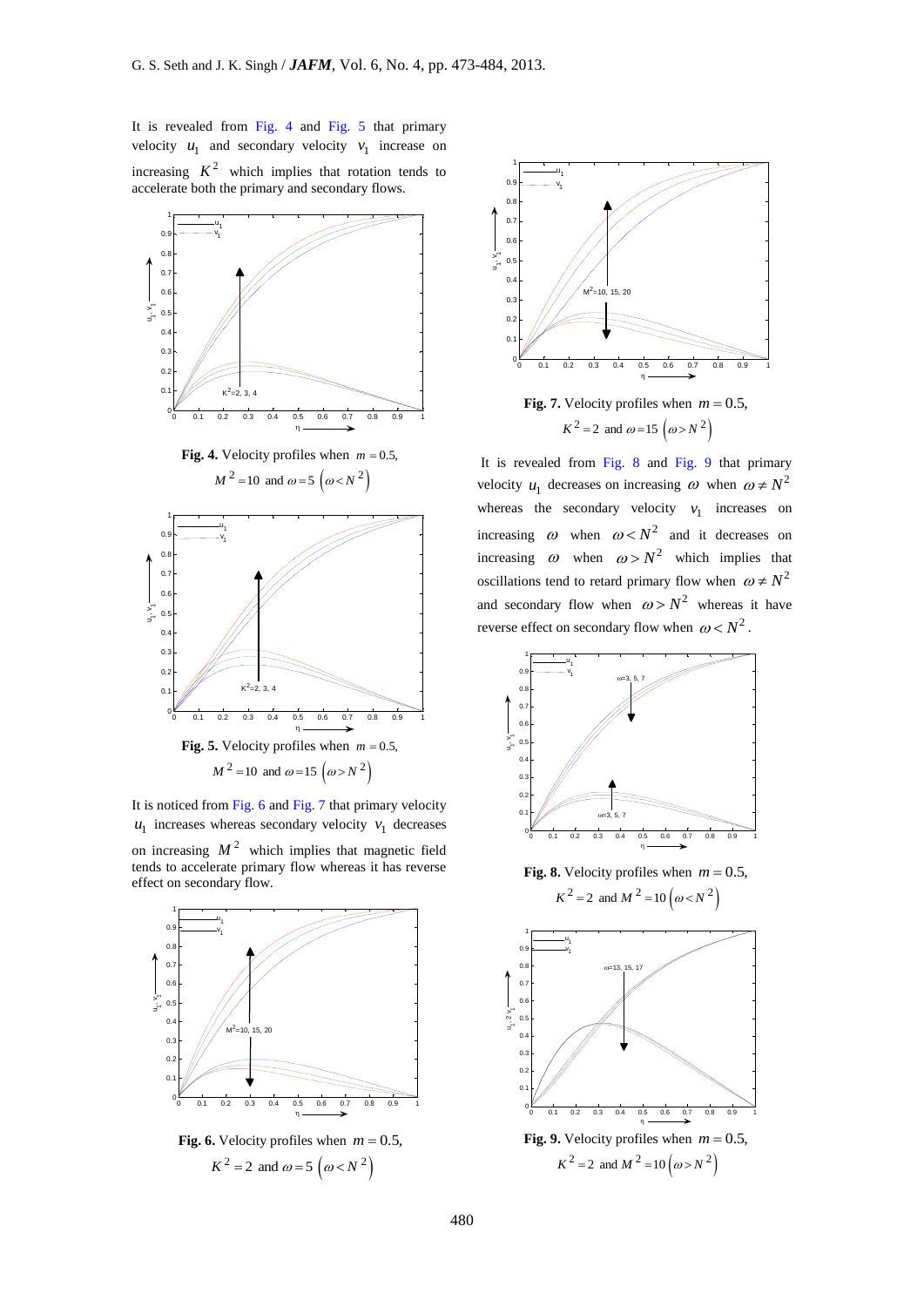It is revealed from Fig. 4 and Fig. 5 that primary velocity $u_1$ and secondary velocity $v_1$ increase on increasing $K^2$ which implies that rotation tends to accelerate both the primary and secondary flows.

**Fig. 4.** Velocity profiles when $m = 0.5$, $M^2 = 10$ and $\omega = 5$ $(\omega < N^2)$

**Fig. 5.** Velocity profiles when $m = 0.5$, $M^2 = 10$ and $\omega = 15$ $(\omega > N^2)$

It is noticed from Fig. 6 and Fig. 7 that primary velocity $u_1$ increases whereas secondary velocity $v_1$ decreases on increasing $M^2$ which implies that magnetic field tends to accelerate primary flow whereas it has reverse effect on secondary flow.

**Fig. 6.** Velocity profiles when $m = 0.5$, $K^2 = 2$ and $\omega = 5$ $(\omega < N^2)$

**Fig. 7.** Velocity profiles when $m = 0.5$, $K^2 = 2$ and $\omega = 15$ $(\omega > N^2)$

It is revealed from Fig. 8 and Fig. 9 that primary velocity $u_1$ decreases on increasing $\omega$ when $\omega \neq N^2$ whereas the secondary velocity $v_1$ increases on increasing $\omega$ when $\omega < N^2$ and it decreases on increasing $\omega$ when $\omega > N^2$ which implies that oscillations tend to retard primary flow when $\omega \neq N^2$ and secondary flow when $\omega > N^2$ whereas it have reverse effect on secondary flow when $\omega < N^2$.

**Fig. 8.** Velocity profiles when $m = 0.5$, $K^2 = 2$ and $M^2 = 10$ $(\omega < N^2)$

**Fig. 9.** Velocity profiles when $m = 0.5$, $K^2 = 2$ and $M^2 = 10$ $(\omega > N^2)$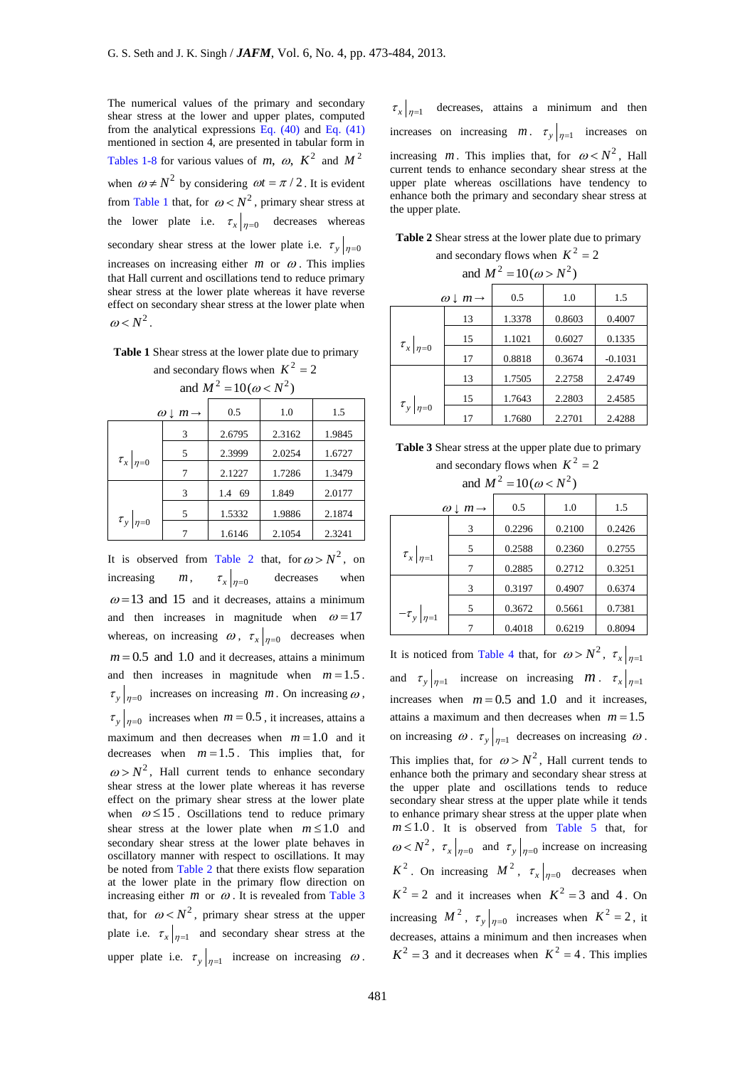The numerical values of the primary and secondary shear stress at the lower and upper plates, computed from the analytical expressions Eq. (40) and Eq. (41) mentioned in section 4, are presented in tabular form in Tables 1-8 for various values of $m$, $\omega$, $K^2$ and $M^2$ when $\omega \neq N^2$ by considering $\omega t = \pi/2$. It is evident from Table 1 that, for $\omega < N^2$, primary shear stress at the lower plate i.e. $\tau_x\big|_{\eta=0}$ decreases whereas secondary shear stress at the lower plate i.e. $\tau_y\big|_{\eta=0}$ increases on increasing either $m$ or $\omega$. This implies that Hall current and oscillations tend to reduce primary shear stress at the lower plate whereas it have reverse effect on secondary shear stress at the lower plate when $\omega < N^2$.

**Table 1** Shear stress at the lower plate due to primary and secondary flows when $K^2 = 2$ and $M^2 = 10 (\omega < N^2)$

| | $\omega \downarrow$ $m \rightarrow$ | 0.5 | 1.0 | 1.5 |
|---|---|---|---|---|
| $\tau_x\big\|_{\eta=0}$ | 3 | 2.6795 | 2.3162 | 1.9845 |
| | 5 | 2.3999 | 2.0254 | 1.6727 |
| | 7 | 2.1227 | 1.7286 | 1.3479 |
| $\tau_y\big\|_{\eta=0}$ | 3 | 1.4 69 | 1.849 | 2.0177 |
| | 5 | 1.5332 | 1.9886 | 2.1874 |
| | 7 | 1.6146 | 2.1054 | 2.3241 |

It is observed from Table 2 that, for $\omega > N^2$, on increasing $m$, $\tau_x\big|_{\eta=0}$ decreases when $\omega = 13$ and $15$ and it decreases, attains a minimum and then increases in magnitude when $\omega = 17$ whereas, on increasing $\omega$, $\tau_x\big|_{\eta=0}$ decreases when $m = 0.5$ and $1.0$ and it decreases, attains a minimum and then increases in magnitude when $m = 1.5$. $\tau_y\big|_{\eta=0}$ increases on increasing $m$. On increasing $\omega$, $\tau_y\big|_{\eta=0}$ increases when $m = 0.5$, it increases, attains a maximum and then decreases when $m = 1.0$ and it decreases when $m = 1.5$. This implies that, for $\omega > N^2$, Hall current tends to enhance secondary shear stress at the lower plate whereas it has reverse effect on the primary shear stress at the lower plate when $\omega \leq 15$. Oscillations tend to reduce primary shear stress at the lower plate when $m \leq 1.0$ and secondary shear stress at the lower plate behaves in oscillatory manner with respect to oscillations. It may be noted from Table 2 that there exists flow separation at the lower plate in the primary flow direction on increasing either $m$ or $\omega$. It is revealed from Table 3 that, for $\omega < N^2$, primary shear stress at the upper plate i.e. $\tau_x\big|_{\eta=1}$ and secondary shear stress at the upper plate i.e. $\tau_y\big|_{\eta=1}$ increase on increasing $\omega$. $\tau_x\big|_{\eta=1}$ decreases, attains a minimum and then increases on increasing $m$. $\tau_y\big|_{\eta=1}$ increases on increasing $m$. This implies that, for $\omega < N^2$, Hall current tends to enhance secondary shear stress at the upper plate whereas oscillations have tendency to enhance both the primary and secondary shear stress at the upper plate.

**Table 2** Shear stress at the lower plate due to primary and secondary flows when $K^2 = 2$ and $M^2 = 10 (\omega > N^2)$

| | $\omega \downarrow$ $m \rightarrow$ | 0.5 | 1.0 | 1.5 |
|---|---|---|---|---|
| $\tau_x\big\|_{\eta=0}$ | 13 | 1.3378 | 0.8603 | 0.4007 |
| | 15 | 1.1021 | 0.6027 | 0.1335 |
| | 17 | 0.8818 | 0.3674 | -0.1031 |
| $\tau_y\big\|_{\eta=0}$ | 13 | 1.7505 | 2.2758 | 2.4749 |
| | 15 | 1.7643 | 2.2803 | 2.4585 |
| | 17 | 1.7680 | 2.2701 | 2.4288 |

**Table 3** Shear stress at the upper plate due to primary and secondary flows when $K^2 = 2$ and $M^2 = 10 (\omega < N^2)$

| | $\omega \downarrow$ $m \rightarrow$ | 0.5 | 1.0 | 1.5 |
|---|---|---|---|---|
| $\tau_x\big\|_{\eta=1}$ | 3 | 0.2296 | 0.2100 | 0.2426 |
| | 5 | 0.2588 | 0.2360 | 0.2755 |
| | 7 | 0.2885 | 0.2712 | 0.3251 |
| $-\tau_y\big\|_{\eta=1}$ | 3 | 0.3197 | 0.4907 | 0.6374 |
| | 5 | 0.3672 | 0.5661 | 0.7381 |
| | 7 | 0.4018 | 0.6219 | 0.8094 |

It is noticed from Table 4 that, for $\omega > N^2$, $\tau_x\big|_{\eta=1}$ and $\tau_y\big|_{\eta=1}$ increase on increasing $m$. $\tau_x\big|_{\eta=1}$ increases when $m = 0.5$ and $1.0$ and it increases, attains a maximum and then decreases when $m = 1.5$ on increasing $\omega$. $\tau_y\big|_{\eta=1}$ decreases on increasing $\omega$. This implies that, for $\omega > N^2$, Hall current tends to enhance both the primary and secondary shear stress at the upper plate and oscillations tends to reduce secondary shear stress at the upper plate while it tends to enhance primary shear stress at the upper plate when $m \leq 1.0$. It is observed from Table 5 that, for $\omega < N^2$, $\tau_x\big|_{\eta=0}$ and $\tau_y\big|_{\eta=0}$ increase on increasing $K^2$. On increasing $M^2$, $\tau_x\big|_{\eta=0}$ decreases when $K^2 = 2$ and it increases when $K^2 = 3$ and $4$. On increasing $M^2$, $\tau_y\big|_{\eta=0}$ increases when $K^2 = 2$, it decreases, attains a minimum and then increases when $K^2 = 3$ and it decreases when $K^2 = 4$. This implies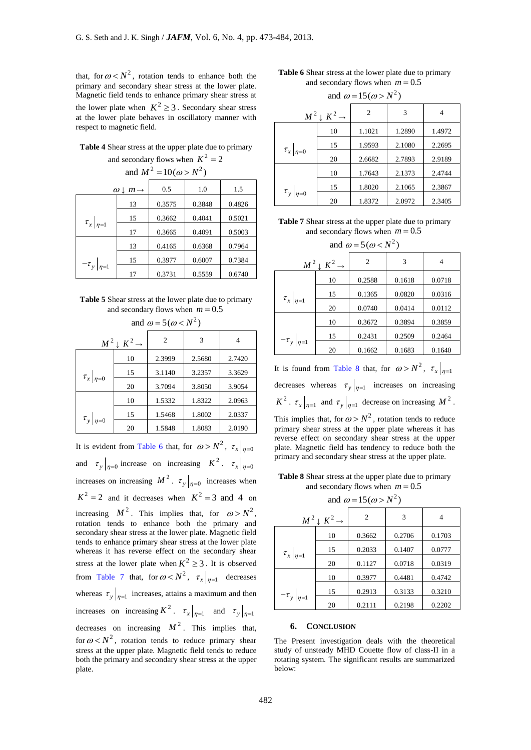that, for $\omega < N^2$, rotation tends to enhance both the primary and secondary shear stress at the lower plate. Magnetic field tends to enhance primary shear stress at the lower plate when $K^2 \geq 3$. Secondary shear stress at the lower plate behaves in oscillatory manner with respect to magnetic field.

**Table 4** Shear stress at the upper plate due to primary and secondary flows when $K^2 = 2$ and $M^2 = 10 (\omega > N^2)$

| | $\omega \downarrow \ m \rightarrow$ | 0.5 | 1.0 | 1.5 |
|---|---|---|---|---|
| $\tau_x\big\|_{\eta=1}$ | 13 | 0.3575 | 0.3848 | 0.4826 |
| | 15 | 0.3662 | 0.4041 | 0.5021 |
| | 17 | 0.3665 | 0.4091 | 0.5003 |
| $-\tau_y\big\|_{\eta=1}$ | 13 | 0.4165 | 0.6368 | 0.7964 |
| | 15 | 0.3977 | 0.6007 | 0.7384 |
| | 17 | 0.3731 | 0.5559 | 0.6740 |

**Table 5** Shear stress at the lower plate due to primary and secondary flows when $m = 0.5$ and $\omega = 5 (\omega < N^2)$

| | $M^2 \downarrow \ K^2 \rightarrow$ | 2 | 3 | 4 |
|---|---|---|---|---|
| $\tau_x\big\|_{\eta=0}$ | 10 | 2.3999 | 2.5680 | 2.7420 |
| | 15 | 3.1140 | 3.2357 | 3.3629 |
| | 20 | 3.7094 | 3.8050 | 3.9054 |
| $\tau_y\big\|_{\eta=0}$ | 10 | 1.5332 | 1.8322 | 2.0963 |
| | 15 | 1.5468 | 1.8002 | 2.0337 |
| | 20 | 1.5848 | 1.8083 | 2.0190 |

It is evident from Table 6 that, for $\omega > N^2$, $\tau_x\big|_{\eta=0}$ and $\tau_y\big|_{\eta=0}$ increase on increasing $K^2$. $\tau_x\big|_{\eta=0}$ increases on increasing $M^2$. $\tau_y\big|_{\eta=0}$ increases when $K^2 = 2$ and it decreases when $K^2 = 3$ and 4 on increasing $M^2$. This implies that, for $\omega > N^2$, rotation tends to enhance both the primary and secondary shear stress at the lower plate. Magnetic field tends to enhance primary shear stress at the lower plate whereas it has reverse effect on the secondary shear stress at the lower plate when $K^2 \geq 3$. It is observed from Table 7 that, for $\omega < N^2$, $\tau_x\big|_{\eta=1}$ decreases whereas $\tau_y\big|_{\eta=1}$ increases, attains a maximum and then increases on increasing $K^2$. $\tau_x\big|_{\eta=1}$ and $\tau_y\big|_{\eta=1}$ decreases on increasing $M^2$. This implies that, for $\omega < N^2$, rotation tends to reduce primary shear stress at the upper plate. Magnetic field tends to reduce both the primary and secondary shear stress at the upper plate.

**Table 6** Shear stress at the lower plate due to primary and secondary flows when $m = 0.5$ and $\omega = 15 (\omega > N^2)$

| | $M^2 \downarrow \ K^2 \rightarrow$ | 2 | 3 | 4 |
|---|---|---|---|---|
| $\tau_x\big\|_{\eta=0}$ | 10 | 1.1021 | 1.2890 | 1.4972 |
| | 15 | 1.9593 | 2.1080 | 2.2695 |
| | 20 | 2.6682 | 2.7893 | 2.9189 |
| $\tau_y\big\|_{\eta=0}$ | 10 | 1.7643 | 2.1373 | 2.4744 |
| | 15 | 1.8020 | 2.1065 | 2.3867 |
| | 20 | 1.8372 | 2.0972 | 2.3405 |

**Table 7** Shear stress at the upper plate due to primary and secondary flows when $m = 0.5$ and $\omega = 5 (\omega < N^2)$

| | $M^2 \downarrow \ K^2 \rightarrow$ | 2 | 3 | 4 |
|---|---|---|---|---|
| $\tau_x\big\|_{\eta=1}$ | 10 | 0.2588 | 0.1618 | 0.0718 |
| | 15 | 0.1365 | 0.0820 | 0.0316 |
| | 20 | 0.0740 | 0.0414 | 0.0112 |
| $-\tau_y\big\|_{\eta=1}$ | 10 | 0.3672 | 0.3894 | 0.3859 |
| | 15 | 0.2431 | 0.2509 | 0.2464 |
| | 20 | 0.1662 | 0.1683 | 0.1640 |

It is found from Table 8 that, for $\omega > N^2$, $\tau_x\big|_{\eta=1}$ decreases whereas $\tau_y\big|_{\eta=1}$ increases on increasing $K^2$. $\tau_x\big|_{\eta=1}$ and $\tau_y\big|_{\eta=1}$ decrease on increasing $M^2$. This implies that, for $\omega > N^2$, rotation tends to reduce primary shear stress at the upper plate whereas it has reverse effect on secondary shear stress at the upper plate. Magnetic field has tendency to reduce both the primary and secondary shear stress at the upper plate.

**Table 8** Shear stress at the upper plate due to primary and secondary flows when $m = 0.5$ and $\omega = 15 (\omega > N^2)$

| | $M^2 \downarrow \ K^2 \rightarrow$ | 2 | 3 | 4 |
|---|---|---|---|---|
| $\tau_x\big\|_{\eta=1}$ | 10 | 0.3662 | 0.2706 | 0.1703 |
| | 15 | 0.2033 | 0.1407 | 0.0777 |
| | 20 | 0.1127 | 0.0718 | 0.0319 |
| $-\tau_y\big\|_{\eta=1}$ | 10 | 0.3977 | 0.4481 | 0.4742 |
| | 15 | 0.2913 | 0.3133 | 0.3210 |
| | 20 | 0.2111 | 0.2198 | 0.2202 |

## 6. CONCLUSION

The Present investigation deals with the theoretical study of unsteady MHD Couette flow of class-II in a rotating system. The significant results are summarized below: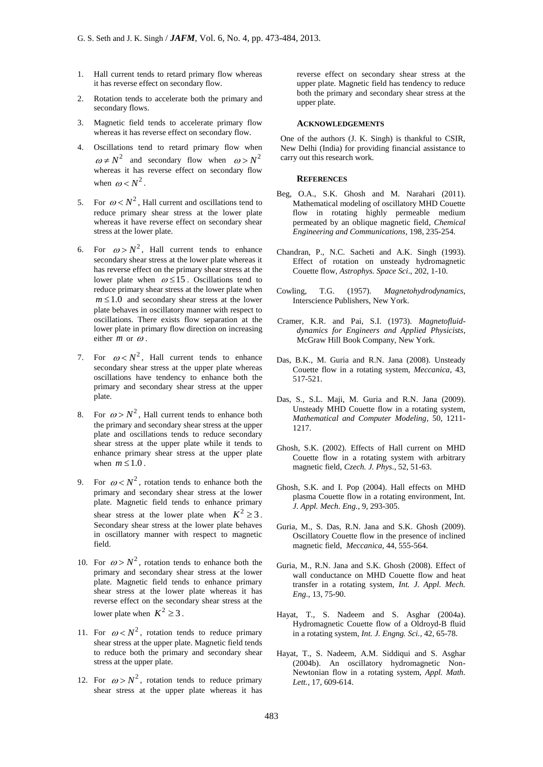1. Hall current tends to retard primary flow whereas it has reverse effect on secondary flow.

2. Rotation tends to accelerate both the primary and secondary flows.

3. Magnetic field tends to accelerate primary flow whereas it has reverse effect on secondary flow.

4. Oscillations tend to retard primary flow when $\omega \neq N^2$ and secondary flow when $\omega > N^2$ whereas it has reverse effect on secondary flow when $\omega < N^2$.

5. For $\omega < N^2$, Hall current and oscillations tend to reduce primary shear stress at the lower plate whereas it have reverse effect on secondary shear stress at the lower plate.

6. For $\omega > N^2$, Hall current tends to enhance secondary shear stress at the lower plate whereas it has reverse effect on the primary shear stress at the lower plate when $\omega \leq 15$. Oscillations tend to reduce primary shear stress at the lower plate when $m \leq 1.0$ and secondary shear stress at the lower plate behaves in oscillatory manner with respect to oscillations. There exists flow separation at the lower plate in primary flow direction on increasing either $m$ or $\omega$.

7. For $\omega < N^2$, Hall current tends to enhance secondary shear stress at the upper plate whereas oscillations have tendency to enhance both the primary and secondary shear stress at the upper plate.

8. For $\omega > N^2$, Hall current tends to enhance both the primary and secondary shear stress at the upper plate and oscillations tends to reduce secondary shear stress at the upper plate while it tends to enhance primary shear stress at the upper plate when $m \leq 1.0$.

9. For $\omega < N^2$, rotation tends to enhance both the primary and secondary shear stress at the lower plate. Magnetic field tends to enhance primary shear stress at the lower plate when $K^2 \geq 3$. Secondary shear stress at the lower plate behaves in oscillatory manner with respect to magnetic field.

10. For $\omega > N^2$, rotation tends to enhance both the primary and secondary shear stress at the lower plate. Magnetic field tends to enhance primary shear stress at the lower plate whereas it has reverse effect on the secondary shear stress at the lower plate when $K^2 \geq 3$.

11. For $\omega < N^2$, rotation tends to reduce primary shear stress at the upper plate. Magnetic field tends to reduce both the primary and secondary shear stress at the upper plate.

12. For $\omega > N^2$, rotation tends to reduce primary shear stress at the upper plate whereas it has reverse effect on secondary shear stress at the upper plate. Magnetic field has tendency to reduce both the primary and secondary shear stress at the upper plate.

## ACKNOWLEDGEMENTS

One of the authors (J. K. Singh) is thankful to CSIR, New Delhi (India) for providing financial assistance to carry out this research work.

## REFERENCES

Beg, O.A., S.K. Ghosh and M. Narahari (2011). Mathematical modeling of oscillatory MHD Couette flow in rotating highly permeable medium permeated by an oblique magnetic field, *Chemical Engineering and Communications*, 198, 235-254.

Chandran, P., N.C. Sacheti and A.K. Singh (1993). Effect of rotation on unsteady hydromagnetic Couette flow, *Astrophys. Space Sci*., 202, 1-10.

Cowling, T.G. (1957). *Magnetohydrodynamics*, Interscience Publishers, New York.

Cramer, K.R. and Pai, S.I. (1973). *Magnetofluid-dynamics for Engineers and Applied Physicists*, McGraw Hill Book Company, New York.

Das, B.K., M. Guria and R.N. Jana (2008). Unsteady Couette flow in a rotating system, *Meccanica*, 43, 517-521.

Das, S., S.L. Maji, M. Guria and R.N. Jana (2009). Unsteady MHD Couette flow in a rotating system, *Mathematical and Computer Modeling*, 50, 1211-1217.

Ghosh, S.K. (2002). Effects of Hall current on MHD Couette flow in a rotating system with arbitrary magnetic field, *Czech. J. Phys*., 52, 51-63.

Ghosh, S.K. and I. Pop (2004). Hall effects on MHD plasma Couette flow in a rotating environment, Int. *J. Appl. Mech. Eng.*, 9, 293-305.

Guria, M., S. Das, R.N. Jana and S.K. Ghosh (2009). Oscillatory Couette flow in the presence of inclined magnetic field, *Meccanica*, 44, 555-564.

Guria, M., R.N. Jana and S.K. Ghosh (2008). Effect of wall conductance on MHD Couette flow and heat transfer in a rotating system, *Int. J. Appl. Mech. Eng.*, 13, 75-90.

Hayat, T., S. Nadeem and S. Asghar (2004a). Hydromagnetic Couette flow of a Oldroyd-B fluid in a rotating system, *Int. J. Engng. Sci.*, 42, 65-78.

Hayat, T., S. Nadeem, A.M. Siddiqui and S. Asghar (2004b). An oscillatory hydromagnetic Non-Newtonian flow in a rotating system, *Appl. Math. Lett.*, 17, 609-614.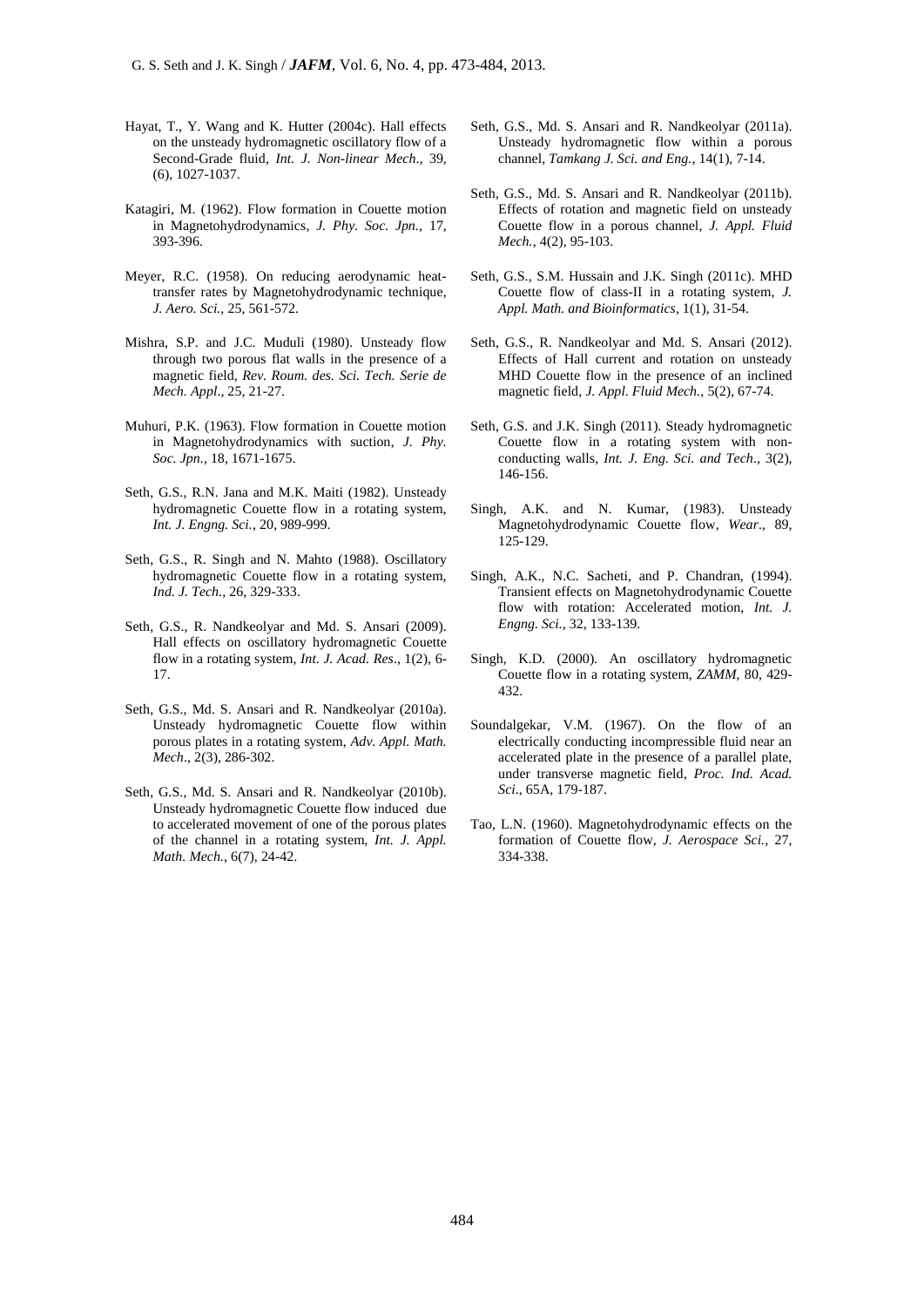Hayat, T., Y. Wang and K. Hutter (2004c). Hall effects on the unsteady hydromagnetic oscillatory flow of a Second-Grade fluid, *Int. J. Non-linear Mech.*, 39, (6), 1027-1037.

Katagiri, M. (1962). Flow formation in Couette motion in Magnetohydrodynamics, *J. Phy. Soc. Jpn.*, 17, 393-396.

Meyer, R.C. (1958). On reducing aerodynamic heat-transfer rates by Magnetohydrodynamic technique, *J. Aero. Sci.*, 25, 561-572.

Mishra, S.P. and J.C. Muduli (1980). Unsteady flow through two porous flat walls in the presence of a magnetic field, *Rev. Roum. des. Sci. Tech. Serie de Mech. Appl*., 25, 21-27.

Muhuri, P.K. (1963). Flow formation in Couette motion in Magnetohydrodynamics with suction, *J. Phy. Soc. Jpn.*, 18, 1671-1675.

Seth, G.S., R.N. Jana and M.K. Maiti (1982). Unsteady hydromagnetic Couette flow in a rotating system, *Int. J. Engng. Sci.*, 20, 989-999.

Seth, G.S., R. Singh and N. Mahto (1988). Oscillatory hydromagnetic Couette flow in a rotating system, *Ind. J. Tech.*, 26, 329-333.

Seth, G.S., R. Nandkeolyar and Md. S. Ansari (2009). Hall effects on oscillatory hydromagnetic Couette flow in a rotating system, *Int. J. Acad. Res*., 1(2), 6-17.

Seth, G.S., Md. S. Ansari and R. Nandkeolyar (2010a). Unsteady hydromagnetic Couette flow within porous plates in a rotating system, *Adv. Appl. Math. Mech*., 2(3), 286-302.

Seth, G.S., Md. S. Ansari and R. Nandkeolyar (2010b). Unsteady hydromagnetic Couette flow induced due to accelerated movement of one of the porous plates of the channel in a rotating system, *Int. J. Appl. Math. Mech.*, 6(7), 24-42.

Seth, G.S., Md. S. Ansari and R. Nandkeolyar (2011a). Unsteady hydromagnetic flow within a porous channel, *Tamkang J. Sci. and Eng.*, 14(1), 7-14.

Seth, G.S., Md. S. Ansari and R. Nandkeolyar (2011b). Effects of rotation and magnetic field on unsteady Couette flow in a porous channel, *J. Appl. Fluid Mech.*, 4(2), 95-103.

Seth, G.S., S.M. Hussain and J.K. Singh (2011c). MHD Couette flow of class-II in a rotating system, *J. Appl. Math. and Bioinformatics*, 1(1), 31-54.

Seth, G.S., R. Nandkeolyar and Md. S. Ansari (2012). Effects of Hall current and rotation on unsteady MHD Couette flow in the presence of an inclined magnetic field, *J. Appl. Fluid Mech*., 5(2), 67-74.

Seth, G.S. and J.K. Singh (2011). Steady hydromagnetic Couette flow in a rotating system with non-conducting walls, *Int. J. Eng. Sci. and Tech*., 3(2), 146-156.

Singh, A.K. and N. Kumar, (1983). Unsteady Magnetohydrodynamic Couette flow, *Wear*., 89, 125-129.

Singh, A.K., N.C. Sacheti, and P. Chandran, (1994). Transient effects on Magnetohydrodynamic Couette flow with rotation: Accelerated motion, *Int. J. Engng. Sci.*, 32, 133-139.

Singh, K.D. (2000). An oscillatory hydromagnetic Couette flow in a rotating system, *ZAMM*, 80, 429-432.

Soundalgekar, V.M. (1967). On the flow of an electrically conducting incompressible fluid near an accelerated plate in the presence of a parallel plate, under transverse magnetic field, *Proc. Ind. Acad. Sci*., 65A, 179-187.

Tao, L.N. (1960). Magnetohydrodynamic effects on the formation of Couette flow, *J. Aerospace Sci.*, 27, 334-338.